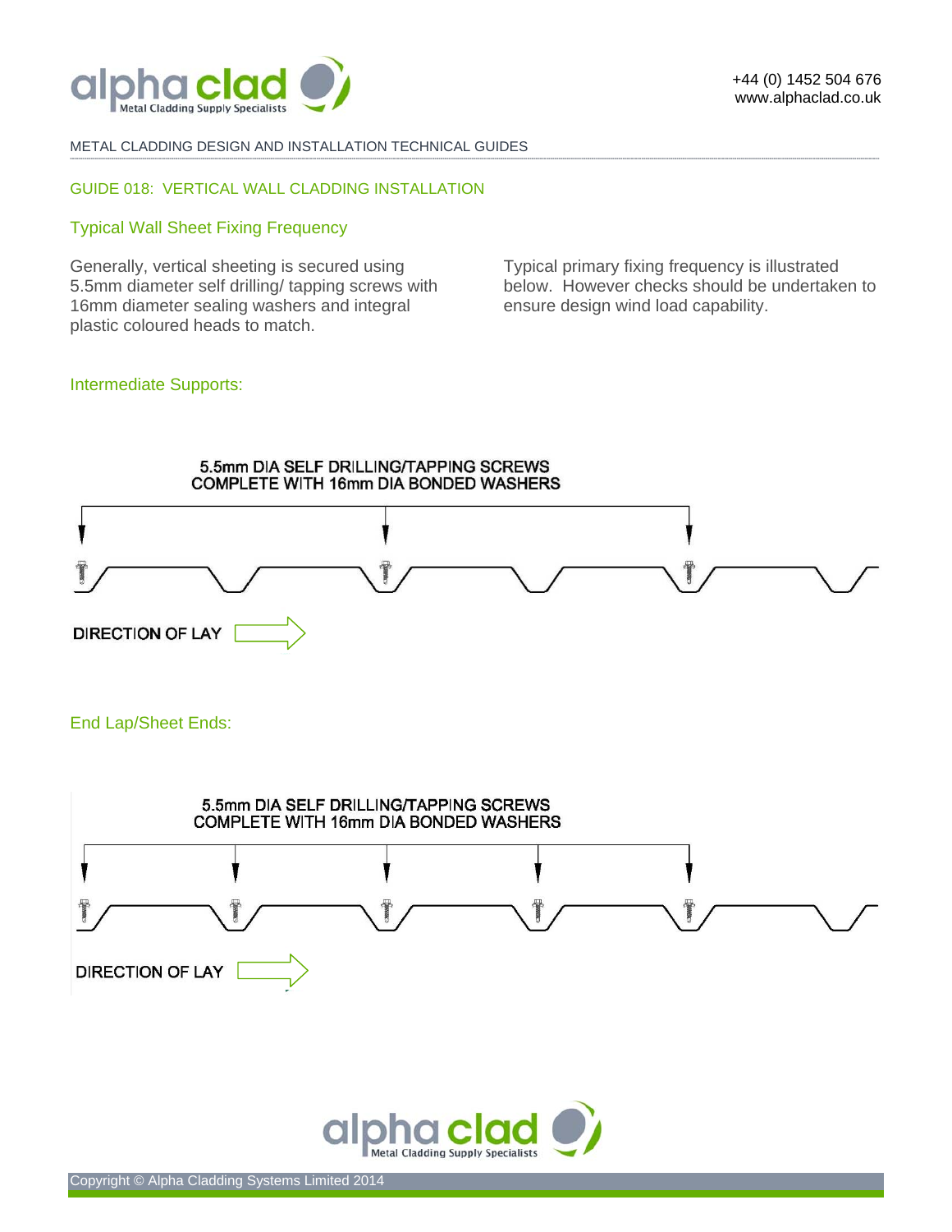METAL CLADDING DESIGN AND INSTALLATION TECHNICAL GUIDES

# GUIDE 018: VERTICAL WALL CLADDING INSTALLATION

## Typical Wall Sheet Fixing Frequency

Generally, vertical sheeting is secured using 5.5mm diameter self drilling/ tapping screws with 16mm diameter sealing washers and integral plastic coloured heads to match.

Typical primary fixing frequency is illustrated below. However checks should be undertaken to ensure design wind load capability.

### Intermediate Supports:

5.5mm DIA SELF DRILLING/TAPPING SCREWS COMPLETE WITH 16mm DIA BONDED WASHERS

DIRECTION OF LAY

### End Lap/Sheet Ends:

5.5mm DIA SELF DRILLING/TAPPING SCREWS COMPLETE WITH 16mm DIA BONDED WASHERS

DIRECTION OF LAY

Copyright © Alpha Cladding Systems Limited 2014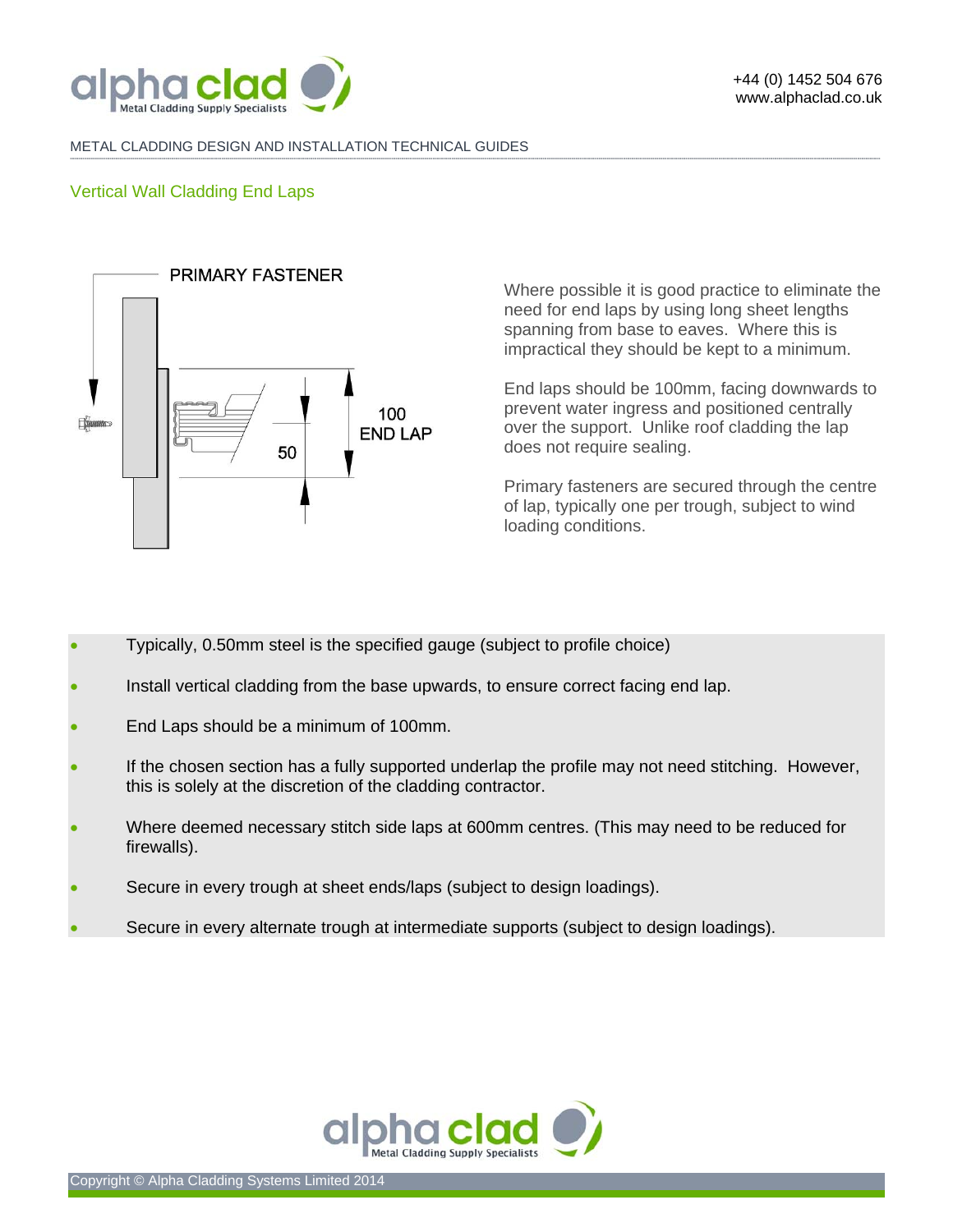METAL CLADDING DESIGN AND INSTALLATION TECHNICAL GUIDES

## Vertical Wall Cladding End Laps

PRIMARY FASTENER

100
END LAP

50

Where possible it is good practice to eliminate the need for end laps by using long sheet lengths spanning from base to eaves. Where this is impractical they should be kept to a minimum.

End laps should be 100mm, facing downwards to prevent water ingress and positioned centrally over the support. Unlike roof cladding the lap does not require sealing.

Primary fasteners are secured through the centre of lap, typically one per trough, subject to wind loading conditions.

- Typically, 0.50mm steel is the specified gauge (subject to profile choice)
- Install vertical cladding from the base upwards, to ensure correct facing end lap.
- End Laps should be a minimum of 100mm.
- If the chosen section has a fully supported underlap the profile may not need stitching. However, this is solely at the discretion of the cladding contractor.
- Where deemed necessary stitch side laps at 600mm centres. (This may need to be reduced for firewalls).
- Secure in every trough at sheet ends/laps (subject to design loadings).
- Secure in every alternate trough at intermediate supports (subject to design loadings).

Copyright © Alpha Cladding Systems Limited 2014